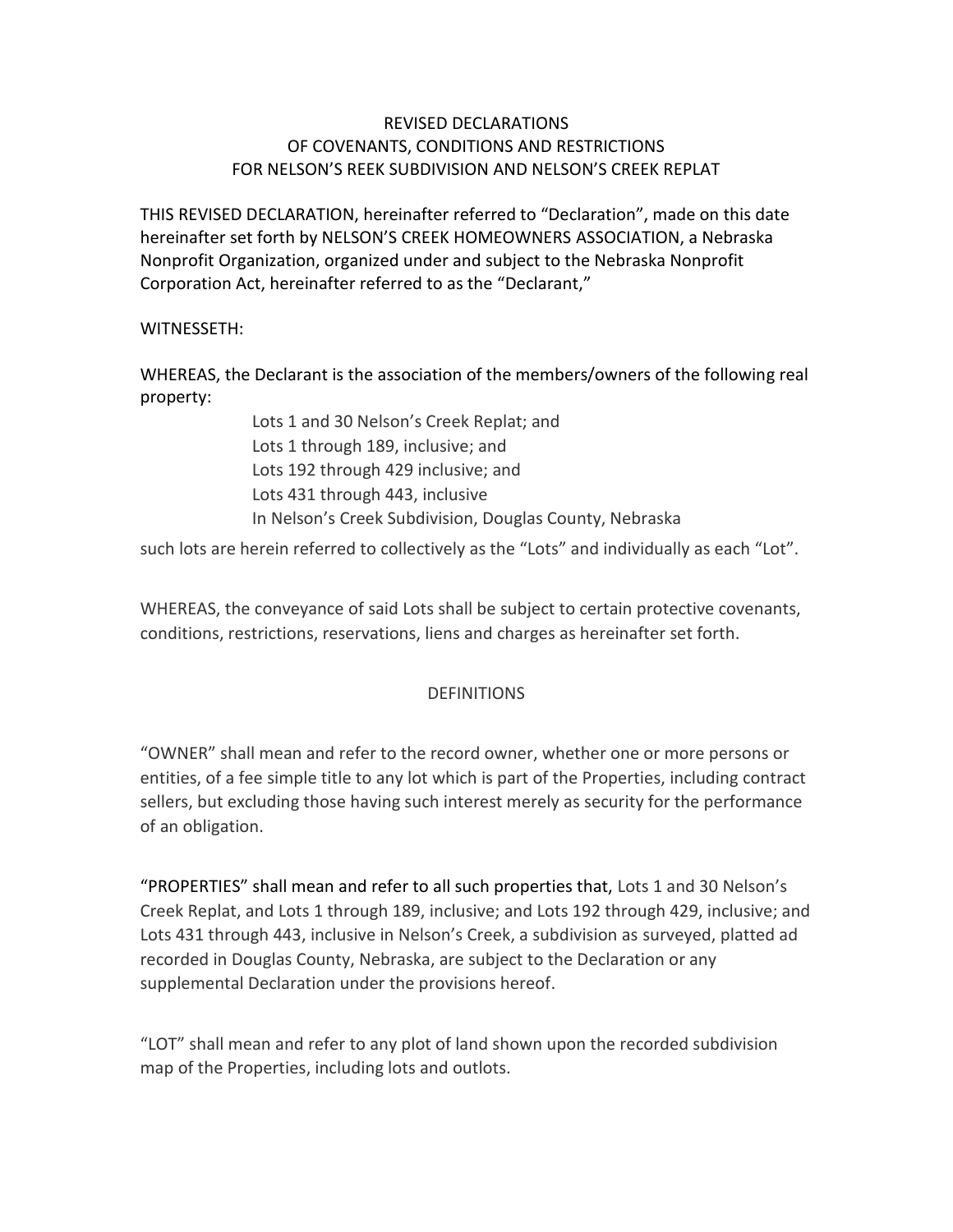# REVISED DECLARATIONS
# OF COVENANTS, CONDITIONS AND RESTRICTIONS
# FOR NELSON'S REEK SUBDIVISION AND NELSON'S CREEK REPLAT

THIS REVISED DECLARATION, hereinafter referred to "Declaration", made on this date hereinafter set forth by NELSON'S CREEK HOMEOWNERS ASSOCIATION, a Nebraska Nonprofit Organization, organized under and subject to the Nebraska Nonprofit Corporation Act, hereinafter referred to as the "Declarant,"

WITNESSETH:

WHEREAS, the Declarant is the association of the members/owners of the following real property:

> Lots 1 and 30 Nelson's Creek Replat; and
> Lots 1 through 189, inclusive; and
> Lots 192 through 429 inclusive; and
> Lots 431 through 443, inclusive
> In Nelson's Creek Subdivision, Douglas County, Nebraska

such lots are herein referred to collectively as the "Lots" and individually as each "Lot".

WHEREAS, the conveyance of said Lots shall be subject to certain protective covenants, conditions, restrictions, reservations, liens and charges as hereinafter set forth.

## DEFINITIONS

"OWNER" shall mean and refer to the record owner, whether one or more persons or entities, of a fee simple title to any lot which is part of the Properties, including contract sellers, but excluding those having such interest merely as security for the performance of an obligation.

"PROPERTIES" shall mean and refer to all such properties that, Lots 1 and 30 Nelson's Creek Replat, and Lots 1 through 189, inclusive; and Lots 192 through 429, inclusive; and Lots 431 through 443, inclusive in Nelson's Creek, a subdivision as surveyed, platted ad recorded in Douglas County, Nebraska, are subject to the Declaration or any supplemental Declaration under the provisions hereof.

"LOT" shall mean and refer to any plot of land shown upon the recorded subdivision map of the Properties, including lots and outlots.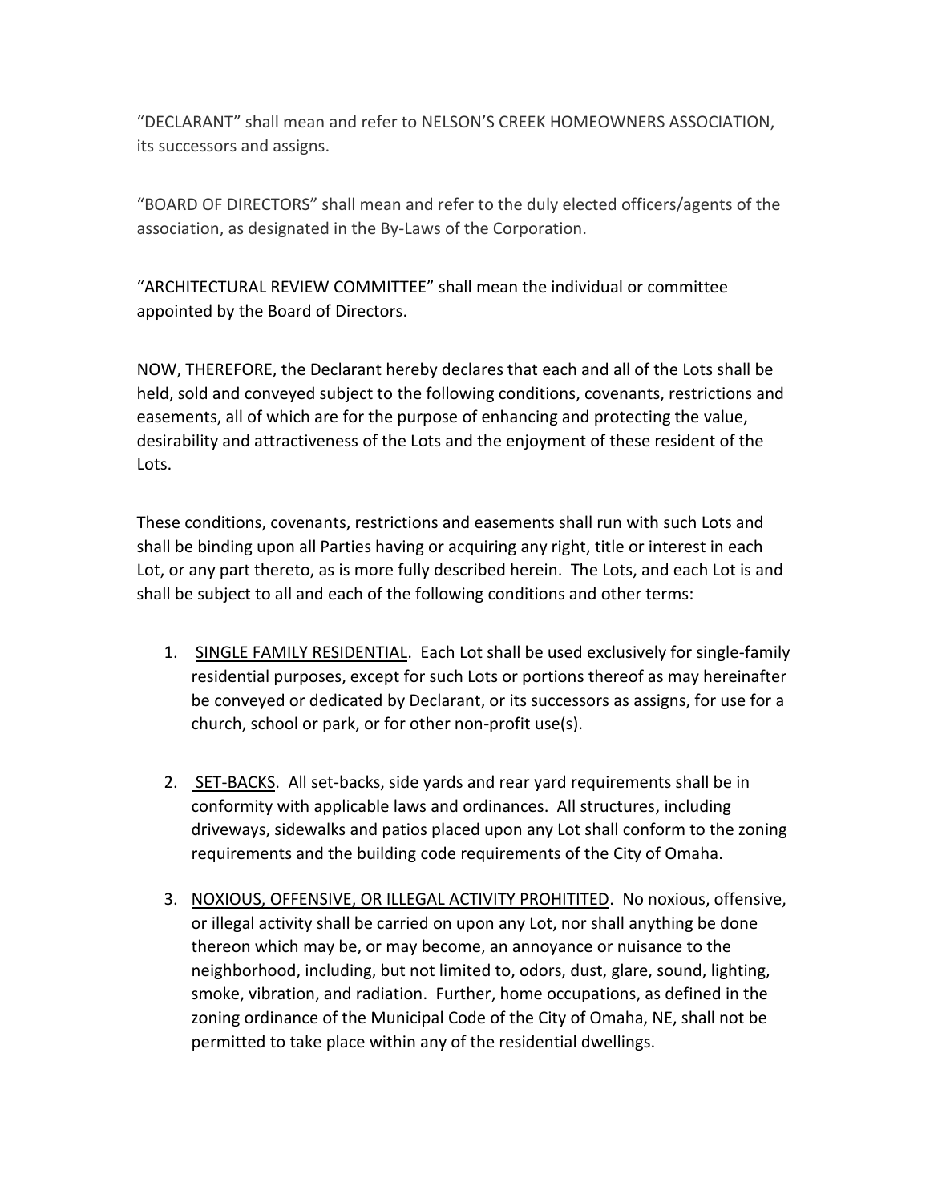"DECLARANT" shall mean and refer to NELSON'S CREEK HOMEOWNERS ASSOCIATION, its successors and assigns.

"BOARD OF DIRECTORS" shall mean and refer to the duly elected officers/agents of the association, as designated in the By-Laws of the Corporation.

"ARCHITECTURAL REVIEW COMMITTEE" shall mean the individual or committee appointed by the Board of Directors.

NOW, THEREFORE, the Declarant hereby declares that each and all of the Lots shall be held, sold and conveyed subject to the following conditions, covenants, restrictions and easements, all of which are for the purpose of enhancing and protecting the value, desirability and attractiveness of the Lots and the enjoyment of these resident of the Lots.

These conditions, covenants, restrictions and easements shall run with such Lots and shall be binding upon all Parties having or acquiring any right, title or interest in each Lot, or any part thereto, as is more fully described herein. The Lots, and each Lot is and shall be subject to all and each of the following conditions and other terms:

1. <u>SINGLE FAMILY RESIDENTIAL</u>. Each Lot shall be used exclusively for single-family residential purposes, except for such Lots or portions thereof as may hereinafter be conveyed or dedicated by Declarant, or its successors as assigns, for use for a church, school or park, or for other non-profit use(s).

2. <u>SET-BACKS</u>. All set-backs, side yards and rear yard requirements shall be in conformity with applicable laws and ordinances. All structures, including driveways, sidewalks and patios placed upon any Lot shall conform to the zoning requirements and the building code requirements of the City of Omaha.

3. <u>NOXIOUS, OFFENSIVE, OR ILLEGAL ACTIVITY PROHITITED</u>. No noxious, offensive, or illegal activity shall be carried on upon any Lot, nor shall anything be done thereon which may be, or may become, an annoyance or nuisance to the neighborhood, including, but not limited to, odors, dust, glare, sound, lighting, smoke, vibration, and radiation. Further, home occupations, as defined in the zoning ordinance of the Municipal Code of the City of Omaha, NE, shall not be permitted to take place within any of the residential dwellings.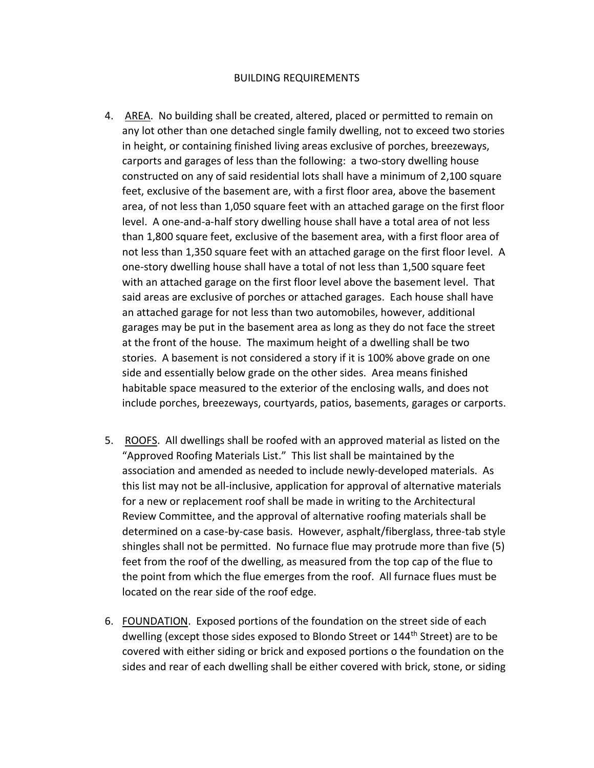BUILDING REQUIREMENTS

4. <u>AREA</u>. No building shall be created, altered, placed or permitted to remain on any lot other than one detached single family dwelling, not to exceed two stories in height, or containing finished living areas exclusive of porches, breezeways, carports and garages of less than the following: a two-story dwelling house constructed on any of said residential lots shall have a minimum of 2,100 square feet, exclusive of the basement are, with a first floor area, above the basement area, of not less than 1,050 square feet with an attached garage on the first floor level. A one-and-a-half story dwelling house shall have a total area of not less than 1,800 square feet, exclusive of the basement area, with a first floor area of not less than 1,350 square feet with an attached garage on the first floor level. A one-story dwelling house shall have a total of not less than 1,500 square feet with an attached garage on the first floor level above the basement level. That said areas are exclusive of porches or attached garages. Each house shall have an attached garage for not less than two automobiles, however, additional garages may be put in the basement area as long as they do not face the street at the front of the house. The maximum height of a dwelling shall be two stories. A basement is not considered a story if it is 100% above grade on one side and essentially below grade on the other sides. Area means finished habitable space measured to the exterior of the enclosing walls, and does not include porches, breezeways, courtyards, patios, basements, garages or carports.

5. <u>ROOFS</u>. All dwellings shall be roofed with an approved material as listed on the "Approved Roofing Materials List." This list shall be maintained by the association and amended as needed to include newly-developed materials. As this list may not be all-inclusive, application for approval of alternative materials for a new or replacement roof shall be made in writing to the Architectural Review Committee, and the approval of alternative roofing materials shall be determined on a case-by-case basis. However, asphalt/fiberglass, three-tab style shingles shall not be permitted. No furnace flue may protrude more than five (5) feet from the roof of the dwelling, as measured from the top cap of the flue to the point from which the flue emerges from the roof. All furnace flues must be located on the rear side of the roof edge.

6. <u>FOUNDATION</u>. Exposed portions of the foundation on the street side of each dwelling (except those sides exposed to Blondo Street or 144th Street) are to be covered with either siding or brick and exposed portions o the foundation on the sides and rear of each dwelling shall be either covered with brick, stone, or siding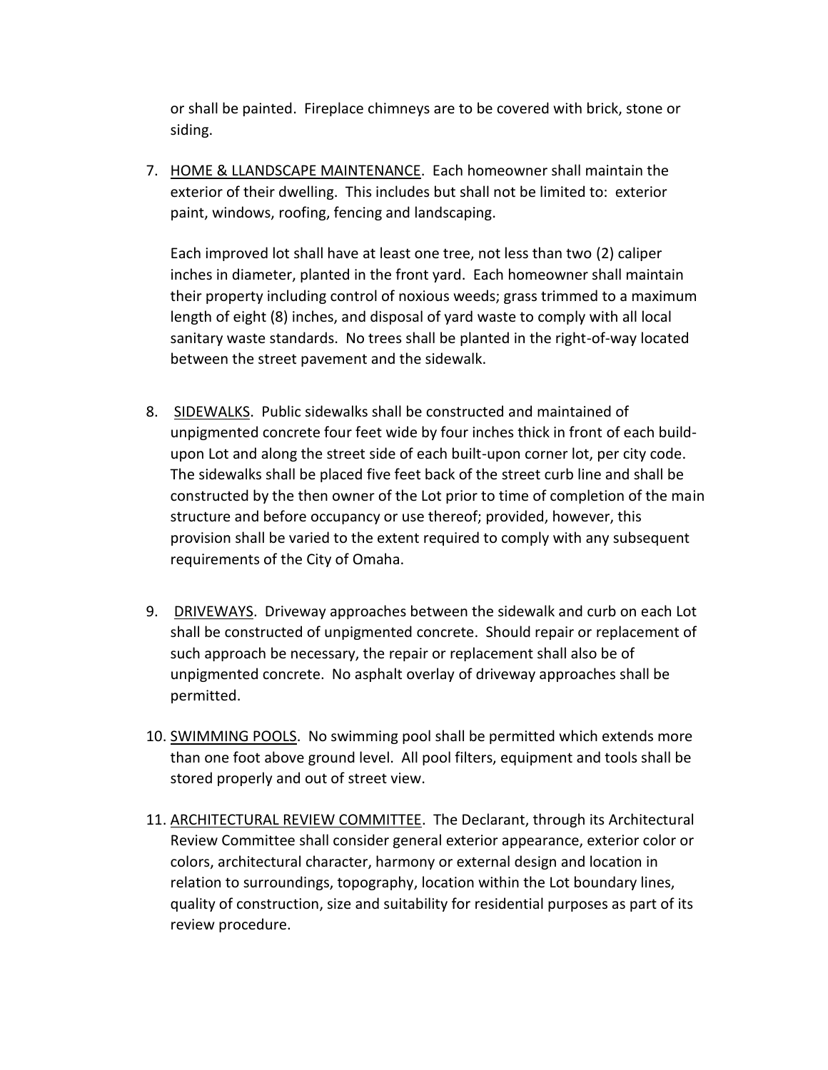or shall be painted. Fireplace chimneys are to be covered with brick, stone or siding.

7. <u>HOME & LLANDSCAPE MAINTENANCE</u>. Each homeowner shall maintain the exterior of their dwelling. This includes but shall not be limited to: exterior paint, windows, roofing, fencing and landscaping.

   Each improved lot shall have at least one tree, not less than two (2) caliper inches in diameter, planted in the front yard. Each homeowner shall maintain their property including control of noxious weeds; grass trimmed to a maximum length of eight (8) inches, and disposal of yard waste to comply with all local sanitary waste standards. No trees shall be planted in the right-of-way located between the street pavement and the sidewalk.

8. <u>SIDEWALKS</u>. Public sidewalks shall be constructed and maintained of unpigmented concrete four feet wide by four inches thick in front of each build-upon Lot and along the street side of each built-upon corner lot, per city code. The sidewalks shall be placed five feet back of the street curb line and shall be constructed by the then owner of the Lot prior to time of completion of the main structure and before occupancy or use thereof; provided, however, this provision shall be varied to the extent required to comply with any subsequent requirements of the City of Omaha.

9. <u>DRIVEWAYS</u>. Driveway approaches between the sidewalk and curb on each Lot shall be constructed of unpigmented concrete. Should repair or replacement of such approach be necessary, the repair or replacement shall also be of unpigmented concrete. No asphalt overlay of driveway approaches shall be permitted.

10. <u>SWIMMING POOLS</u>. No swimming pool shall be permitted which extends more than one foot above ground level. All pool filters, equipment and tools shall be stored properly and out of street view.

11. <u>ARCHITECTURAL REVIEW COMMITTEE</u>. The Declarant, through its Architectural Review Committee shall consider general exterior appearance, exterior color or colors, architectural character, harmony or external design and location in relation to surroundings, topography, location within the Lot boundary lines, quality of construction, size and suitability for residential purposes as part of its review procedure.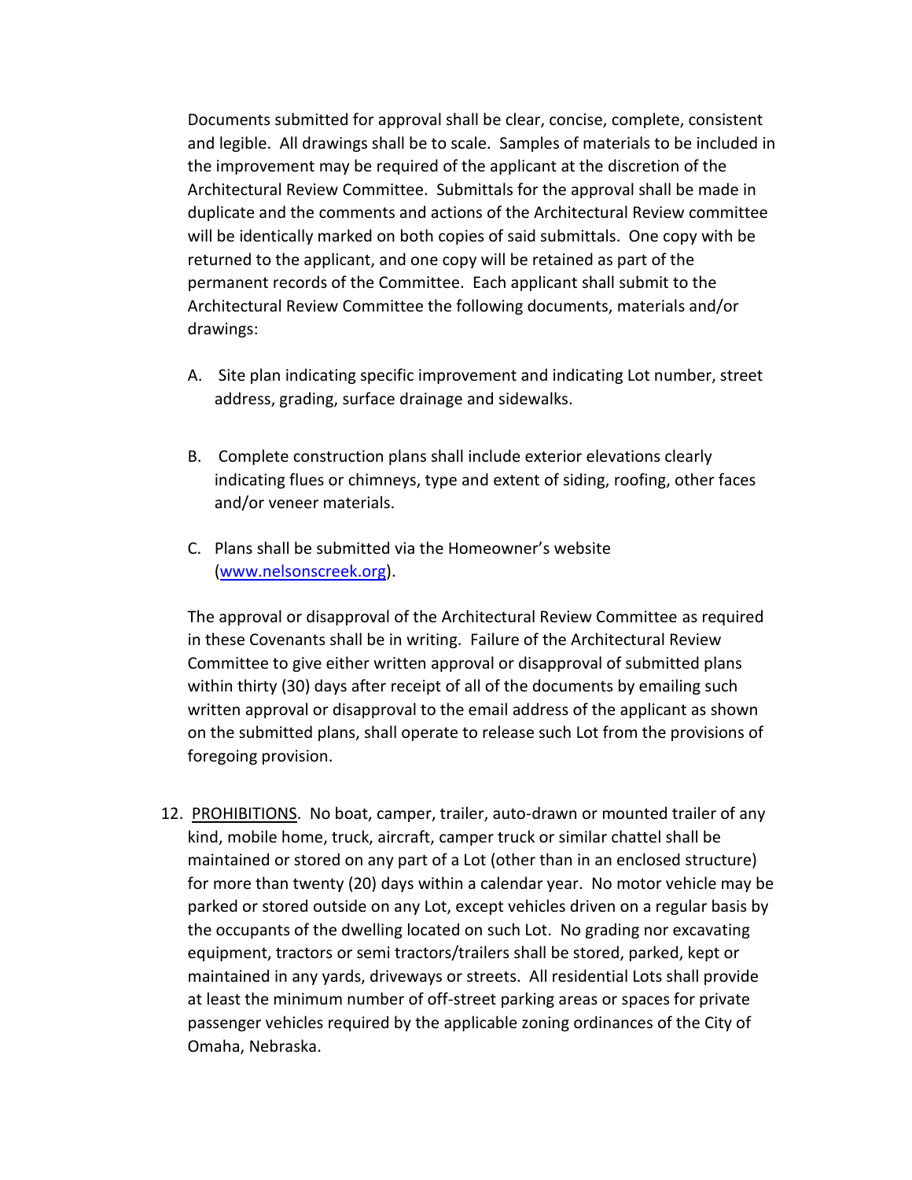Documents submitted for approval shall be clear, concise, complete, consistent and legible. All drawings shall be to scale. Samples of materials to be included in the improvement may be required of the applicant at the discretion of the Architectural Review Committee. Submittals for the approval shall be made in duplicate and the comments and actions of the Architectural Review committee will be identically marked on both copies of said submittals. One copy with be returned to the applicant, and one copy will be retained as part of the permanent records of the Committee. Each applicant shall submit to the Architectural Review Committee the following documents, materials and/or drawings:

A. Site plan indicating specific improvement and indicating Lot number, street address, grading, surface drainage and sidewalks.

B. Complete construction plans shall include exterior elevations clearly indicating flues or chimneys, type and extent of siding, roofing, other faces and/or veneer materials.

C. Plans shall be submitted via the Homeowner's website ([www.nelsonscreek.org](http://www.nelsonscreek.org)).

The approval or disapproval of the Architectural Review Committee as required in these Covenants shall be in writing. Failure of the Architectural Review Committee to give either written approval or disapproval of submitted plans within thirty (30) days after receipt of all of the documents by emailing such written approval or disapproval to the email address of the applicant as shown on the submitted plans, shall operate to release such Lot from the provisions of foregoing provision.

12. <u>PROHIBITIONS</u>. No boat, camper, trailer, auto-drawn or mounted trailer of any kind, mobile home, truck, aircraft, camper truck or similar chattel shall be maintained or stored on any part of a Lot (other than in an enclosed structure) for more than twenty (20) days within a calendar year. No motor vehicle may be parked or stored outside on any Lot, except vehicles driven on a regular basis by the occupants of the dwelling located on such Lot. No grading nor excavating equipment, tractors or semi tractors/trailers shall be stored, parked, kept or maintained in any yards, driveways or streets. All residential Lots shall provide at least the minimum number of off-street parking areas or spaces for private passenger vehicles required by the applicable zoning ordinances of the City of Omaha, Nebraska.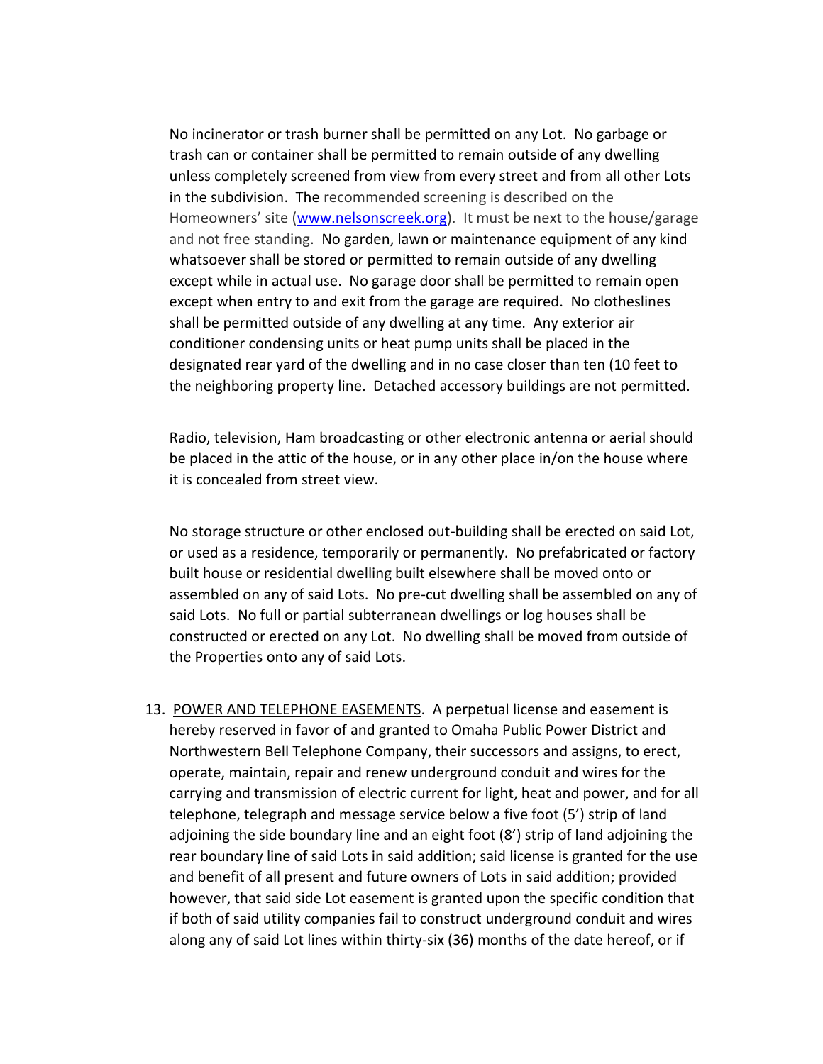No incinerator or trash burner shall be permitted on any Lot. No garbage or trash can or container shall be permitted to remain outside of any dwelling unless completely screened from view from every street and from all other Lots in the subdivision. The recommended screening is described on the Homeowners' site ([www.nelsonscreek.org](www.nelsonscreek.org)). It must be next to the house/garage and not free standing. No garden, lawn or maintenance equipment of any kind whatsoever shall be stored or permitted to remain outside of any dwelling except while in actual use. No garage door shall be permitted to remain open except when entry to and exit from the garage are required. No clotheslines shall be permitted outside of any dwelling at any time. Any exterior air conditioner condensing units or heat pump units shall be placed in the designated rear yard of the dwelling and in no case closer than ten (10 feet to the neighboring property line. Detached accessory buildings are not permitted.

Radio, television, Ham broadcasting or other electronic antenna or aerial should be placed in the attic of the house, or in any other place in/on the house where it is concealed from street view.

No storage structure or other enclosed out-building shall be erected on said Lot, or used as a residence, temporarily or permanently. No prefabricated or factory built house or residential dwelling built elsewhere shall be moved onto or assembled on any of said Lots. No pre-cut dwelling shall be assembled on any of said Lots. No full or partial subterranean dwellings or log houses shall be constructed or erected on any Lot. No dwelling shall be moved from outside of the Properties onto any of said Lots.

13. <u>POWER AND TELEPHONE EASEMENTS</u>. A perpetual license and easement is hereby reserved in favor of and granted to Omaha Public Power District and Northwestern Bell Telephone Company, their successors and assigns, to erect, operate, maintain, repair and renew underground conduit and wires for the carrying and transmission of electric current for light, heat and power, and for all telephone, telegraph and message service below a five foot (5') strip of land adjoining the side boundary line and an eight foot (8') strip of land adjoining the rear boundary line of said Lots in said addition; said license is granted for the use and benefit of all present and future owners of Lots in said addition; provided however, that said side Lot easement is granted upon the specific condition that if both of said utility companies fail to construct underground conduit and wires along any of said Lot lines within thirty-six (36) months of the date hereof, or if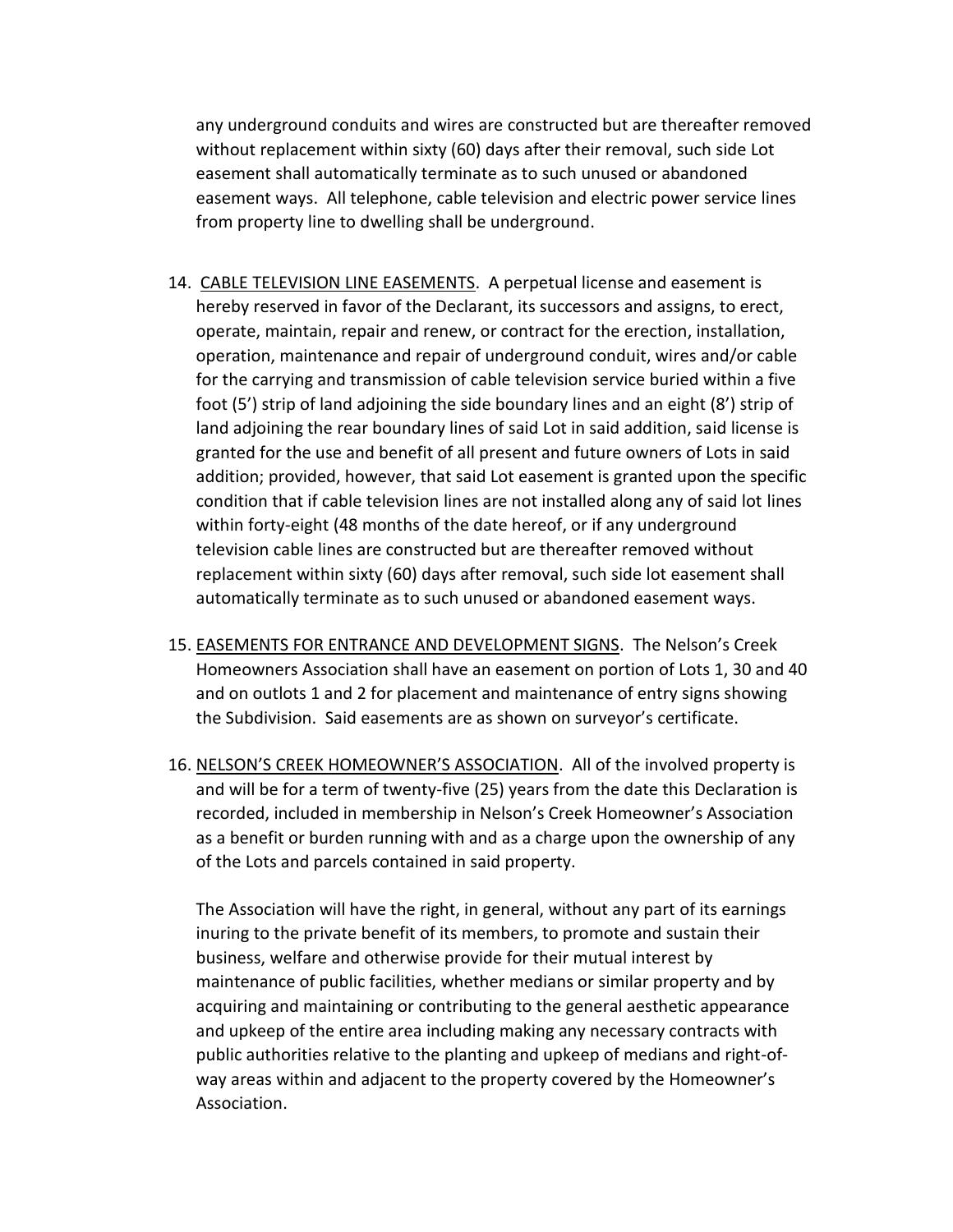any underground conduits and wires are constructed but are thereafter removed without replacement within sixty (60) days after their removal, such side Lot easement shall automatically terminate as to such unused or abandoned easement ways. All telephone, cable television and electric power service lines from property line to dwelling shall be underground.

14. CABLE TELEVISION LINE EASEMENTS. A perpetual license and easement is hereby reserved in favor of the Declarant, its successors and assigns, to erect, operate, maintain, repair and renew, or contract for the erection, installation, operation, maintenance and repair of underground conduit, wires and/or cable for the carrying and transmission of cable television service buried within a five foot (5') strip of land adjoining the side boundary lines and an eight (8') strip of land adjoining the rear boundary lines of said Lot in said addition, said license is granted for the use and benefit of all present and future owners of Lots in said addition; provided, however, that said Lot easement is granted upon the specific condition that if cable television lines are not installed along any of said lot lines within forty-eight (48 months of the date hereof, or if any underground television cable lines are constructed but are thereafter removed without replacement within sixty (60) days after removal, such side lot easement shall automatically terminate as to such unused or abandoned easement ways.

15. EASEMENTS FOR ENTRANCE AND DEVELOPMENT SIGNS. The Nelson's Creek Homeowners Association shall have an easement on portion of Lots 1, 30 and 40 and on outlots 1 and 2 for placement and maintenance of entry signs showing the Subdivision. Said easements are as shown on surveyor's certificate.

16. NELSON'S CREEK HOMEOWNER'S ASSOCIATION. All of the involved property is and will be for a term of twenty-five (25) years from the date this Declaration is recorded, included in membership in Nelson's Creek Homeowner's Association as a benefit or burden running with and as a charge upon the ownership of any of the Lots and parcels contained in said property.

    The Association will have the right, in general, without any part of its earnings inuring to the private benefit of its members, to promote and sustain their business, welfare and otherwise provide for their mutual interest by maintenance of public facilities, whether medians or similar property and by acquiring and maintaining or contributing to the general aesthetic appearance and upkeep of the entire area including making any necessary contracts with public authorities relative to the planting and upkeep of medians and right-of-way areas within and adjacent to the property covered by the Homeowner's Association.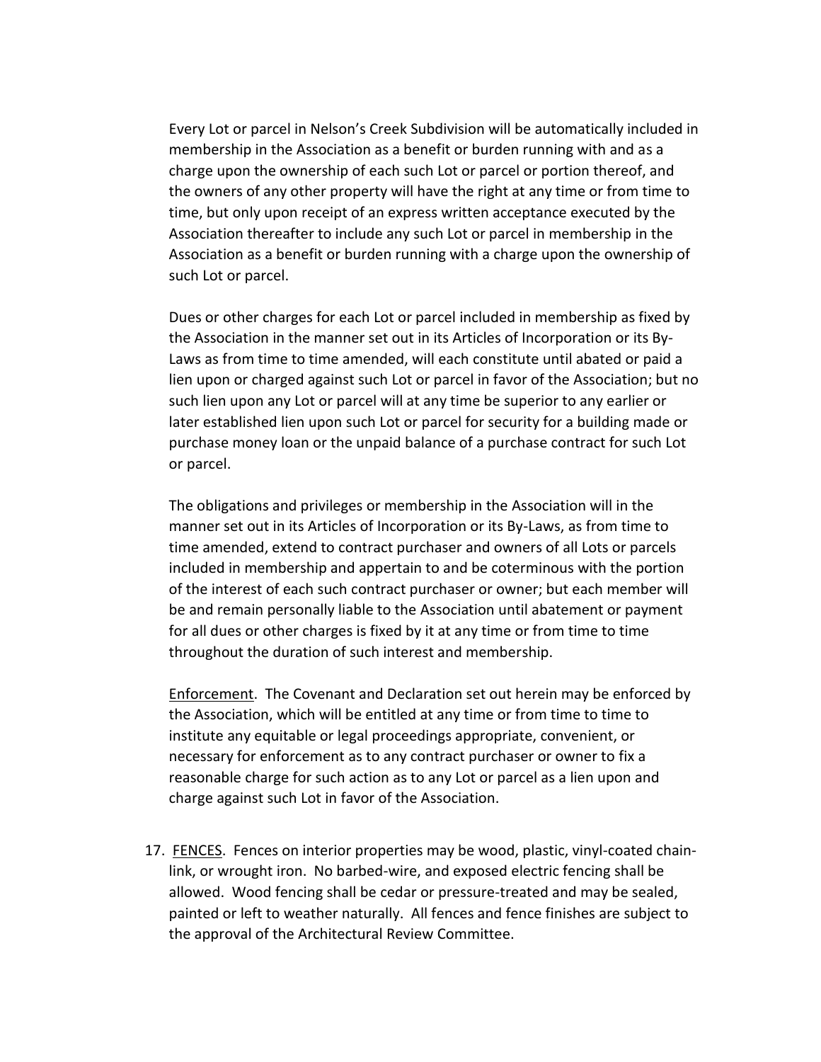Every Lot or parcel in Nelson's Creek Subdivision will be automatically included in membership in the Association as a benefit or burden running with and as a charge upon the ownership of each such Lot or parcel or portion thereof, and the owners of any other property will have the right at any time or from time to time, but only upon receipt of an express written acceptance executed by the Association thereafter to include any such Lot or parcel in membership in the Association as a benefit or burden running with a charge upon the ownership of such Lot or parcel.

Dues or other charges for each Lot or parcel included in membership as fixed by the Association in the manner set out in its Articles of Incorporation or its By-Laws as from time to time amended, will each constitute until abated or paid a lien upon or charged against such Lot or parcel in favor of the Association; but no such lien upon any Lot or parcel will at any time be superior to any earlier or later established lien upon such Lot or parcel for security for a building made or purchase money loan or the unpaid balance of a purchase contract for such Lot or parcel.

The obligations and privileges or membership in the Association will in the manner set out in its Articles of Incorporation or its By-Laws, as from time to time amended, extend to contract purchaser and owners of all Lots or parcels included in membership and appertain to and be coterminous with the portion of the interest of each such contract purchaser or owner; but each member will be and remain personally liable to the Association until abatement or payment for all dues or other charges is fixed by it at any time or from time to time throughout the duration of such interest and membership.

Enforcement. The Covenant and Declaration set out herein may be enforced by the Association, which will be entitled at any time or from time to time to institute any equitable or legal proceedings appropriate, convenient, or necessary for enforcement as to any contract purchaser or owner to fix a reasonable charge for such action as to any Lot or parcel as a lien upon and charge against such Lot in favor of the Association.

17. FENCES. Fences on interior properties may be wood, plastic, vinyl-coated chain-link, or wrought iron. No barbed-wire, and exposed electric fencing shall be allowed. Wood fencing shall be cedar or pressure-treated and may be sealed, painted or left to weather naturally. All fences and fence finishes are subject to the approval of the Architectural Review Committee.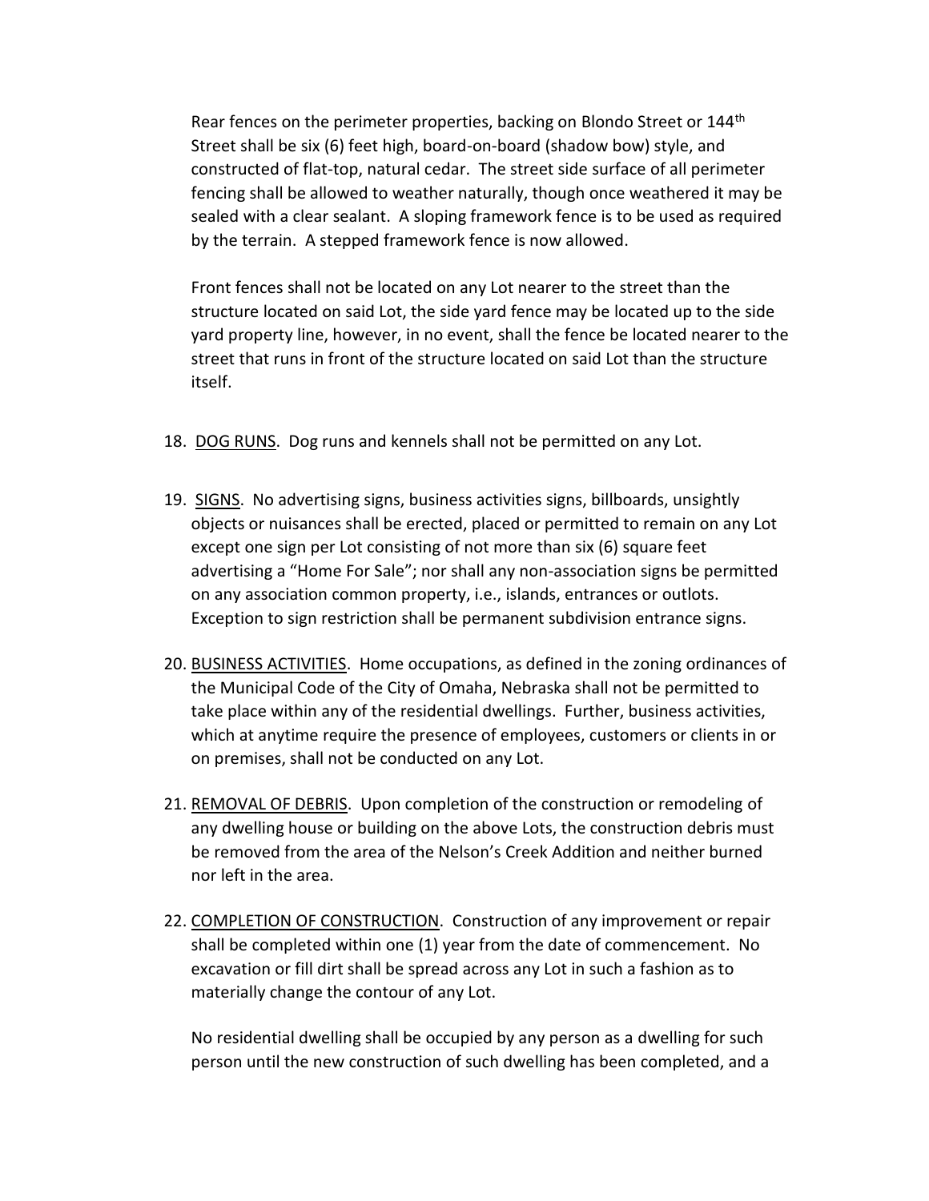Rear fences on the perimeter properties, backing on Blondo Street or 144th Street shall be six (6) feet high, board-on-board (shadow bow) style, and constructed of flat-top, natural cedar. The street side surface of all perimeter fencing shall be allowed to weather naturally, though once weathered it may be sealed with a clear sealant. A sloping framework fence is to be used as required by the terrain. A stepped framework fence is now allowed.

Front fences shall not be located on any Lot nearer to the street than the structure located on said Lot, the side yard fence may be located up to the side yard property line, however, in no event, shall the fence be located nearer to the street that runs in front of the structure located on said Lot than the structure itself.

18. DOG RUNS. Dog runs and kennels shall not be permitted on any Lot.

19. SIGNS. No advertising signs, business activities signs, billboards, unsightly objects or nuisances shall be erected, placed or permitted to remain on any Lot except one sign per Lot consisting of not more than six (6) square feet advertising a "Home For Sale"; nor shall any non-association signs be permitted on any association common property, i.e., islands, entrances or outlots. Exception to sign restriction shall be permanent subdivision entrance signs.

20. BUSINESS ACTIVITIES. Home occupations, as defined in the zoning ordinances of the Municipal Code of the City of Omaha, Nebraska shall not be permitted to take place within any of the residential dwellings. Further, business activities, which at anytime require the presence of employees, customers or clients in or on premises, shall not be conducted on any Lot.

21. REMOVAL OF DEBRIS. Upon completion of the construction or remodeling of any dwelling house or building on the above Lots, the construction debris must be removed from the area of the Nelson's Creek Addition and neither burned nor left in the area.

22. COMPLETION OF CONSTRUCTION. Construction of any improvement or repair shall be completed within one (1) year from the date of commencement. No excavation or fill dirt shall be spread across any Lot in such a fashion as to materially change the contour of any Lot.

    No residential dwelling shall be occupied by any person as a dwelling for such person until the new construction of such dwelling has been completed, and a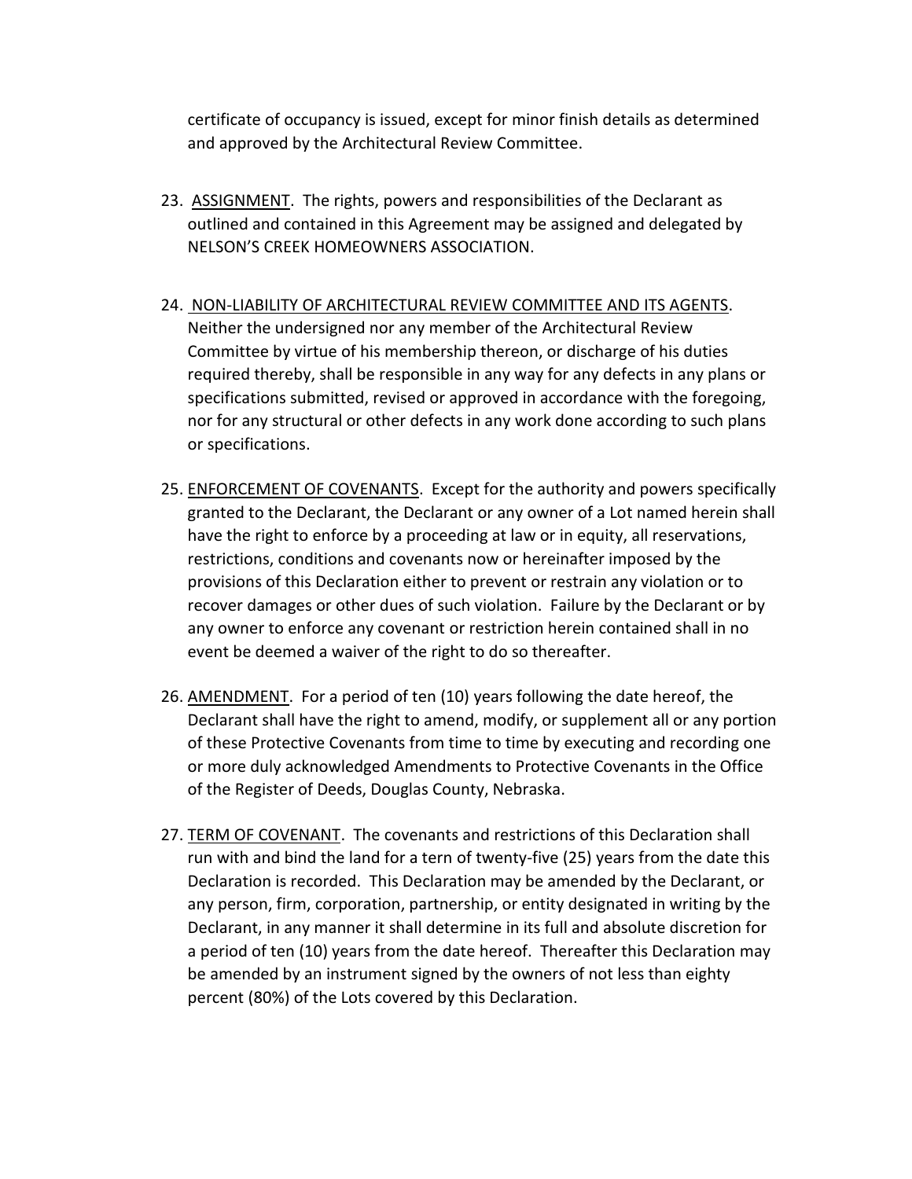certificate of occupancy is issued, except for minor finish details as determined and approved by the Architectural Review Committee.

23. ASSIGNMENT. The rights, powers and responsibilities of the Declarant as outlined and contained in this Agreement may be assigned and delegated by NELSON'S CREEK HOMEOWNERS ASSOCIATION.

24. NON-LIABILITY OF ARCHITECTURAL REVIEW COMMITTEE AND ITS AGENTS. Neither the undersigned nor any member of the Architectural Review Committee by virtue of his membership thereon, or discharge of his duties required thereby, shall be responsible in any way for any defects in any plans or specifications submitted, revised or approved in accordance with the foregoing, nor for any structural or other defects in any work done according to such plans or specifications.

25. ENFORCEMENT OF COVENANTS. Except for the authority and powers specifically granted to the Declarant, the Declarant or any owner of a Lot named herein shall have the right to enforce by a proceeding at law or in equity, all reservations, restrictions, conditions and covenants now or hereinafter imposed by the provisions of this Declaration either to prevent or restrain any violation or to recover damages or other dues of such violation. Failure by the Declarant or by any owner to enforce any covenant or restriction herein contained shall in no event be deemed a waiver of the right to do so thereafter.

26. AMENDMENT. For a period of ten (10) years following the date hereof, the Declarant shall have the right to amend, modify, or supplement all or any portion of these Protective Covenants from time to time by executing and recording one or more duly acknowledged Amendments to Protective Covenants in the Office of the Register of Deeds, Douglas County, Nebraska.

27. TERM OF COVENANT. The covenants and restrictions of this Declaration shall run with and bind the land for a tern of twenty-five (25) years from the date this Declaration is recorded. This Declaration may be amended by the Declarant, or any person, firm, corporation, partnership, or entity designated in writing by the Declarant, in any manner it shall determine in its full and absolute discretion for a period of ten (10) years from the date hereof. Thereafter this Declaration may be amended by an instrument signed by the owners of not less than eighty percent (80%) of the Lots covered by this Declaration.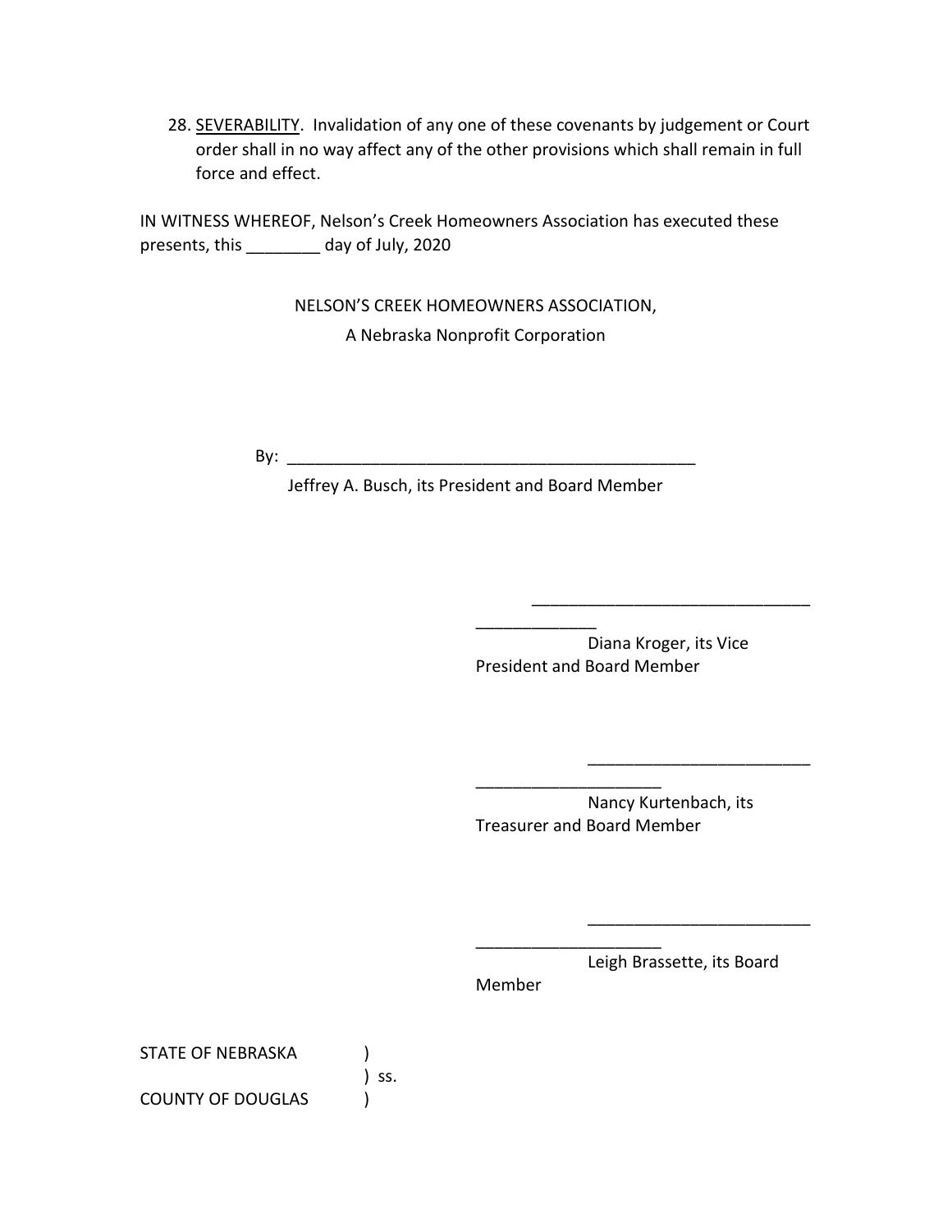28. <u>SEVERABILITY</u>. Invalidation of any one of these covenants by judgement or Court order shall in no way affect any of the other provisions which shall remain in full force and effect.

IN WITNESS WHEREOF, Nelson's Creek Homeowners Association has executed these presents, this ________ day of July, 2020

NELSON'S CREEK HOMEOWNERS ASSOCIATION,
A Nebraska Nonprofit Corporation

By: _______________________________________________
Jeffrey A. Busch, its President and Board Member

_______________________________________________
Diana Kroger, its Vice President and Board Member

_______________________________________________
Nancy Kurtenbach, its Treasurer and Board Member

_______________________________________________
Leigh Brassette, its Board Member

STATE OF NEBRASKA )
) ss.
COUNTY OF DOUGLAS )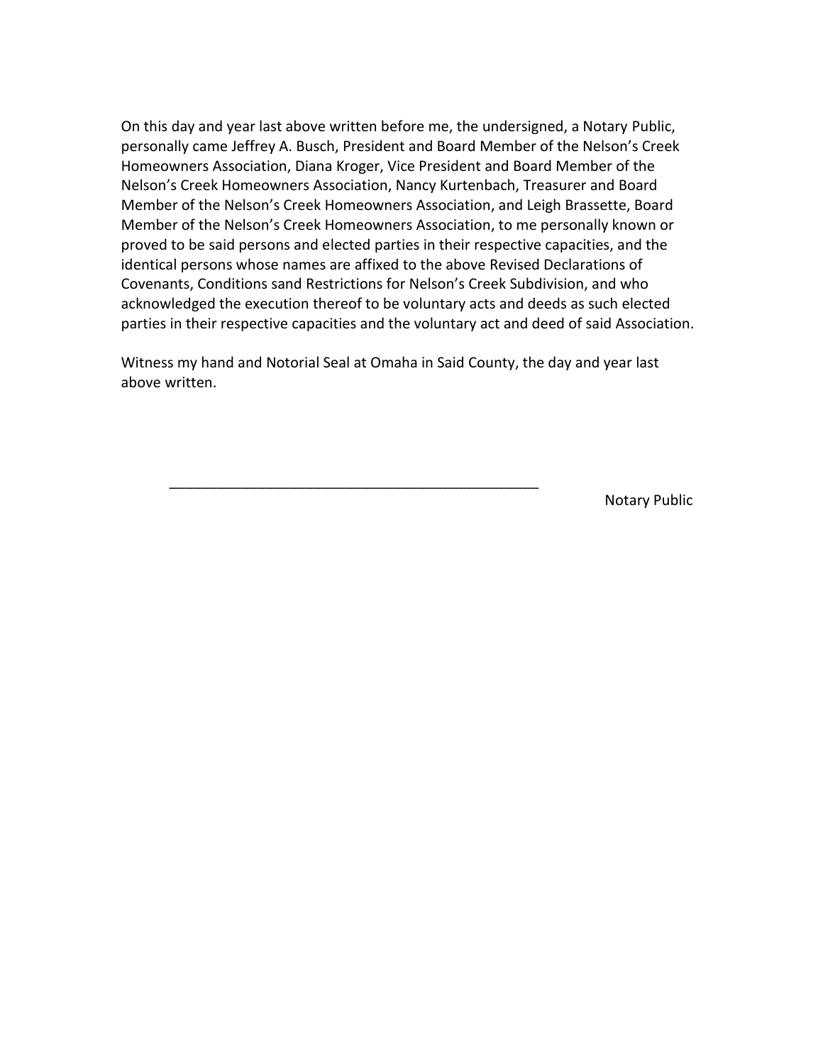On this day and year last above written before me, the undersigned, a Notary Public, personally came Jeffrey A. Busch, President and Board Member of the Nelson's Creek Homeowners Association, Diana Kroger, Vice President and Board Member of the Nelson's Creek Homeowners Association, Nancy Kurtenbach, Treasurer and Board Member of the Nelson's Creek Homeowners Association, and Leigh Brassette, Board Member of the Nelson's Creek Homeowners Association, to me personally known or proved to be said persons and elected parties in their respective capacities, and the identical persons whose names are affixed to the above Revised Declarations of Covenants, Conditions sand Restrictions for Nelson's Creek Subdivision, and who acknowledged the execution thereof to be voluntary acts and deeds as such elected parties in their respective capacities and the voluntary act and deed of said Association.

Witness my hand and Notorial Seal at Omaha in Said County, the day and year last above written.

_______________________________________________

Notary Public